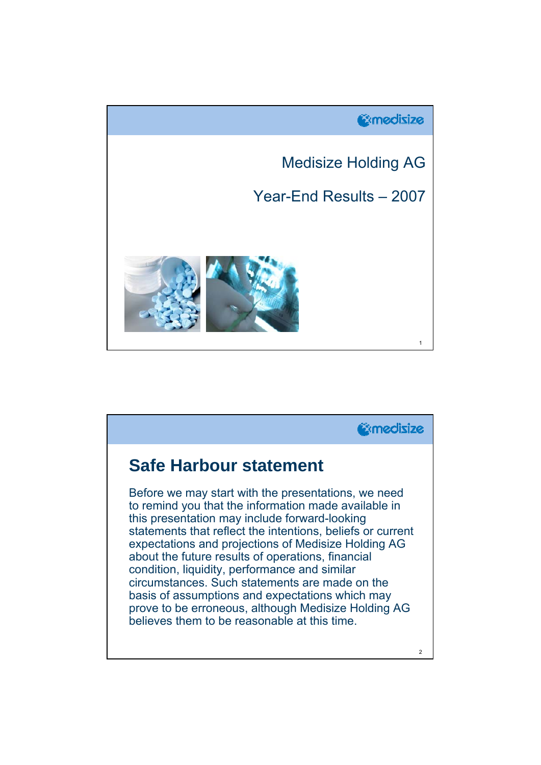# Medisize Holding AG

## Year-End Results – 2007

## Safe Harbour statement

Before we may start with the presentations, we need to remind you that the information made available in this presentation may include forward-looking statements that reflect the intentions, beliefs or current expectations and projections of Medisize Holding AG about the future results of operations, financial condition, liquidity, performance and similar circumstances. Such statements are made on the basis of assumptions and expectations which may prove to be erroneous, although Medisize Holding AG believes them to be reasonable at this time.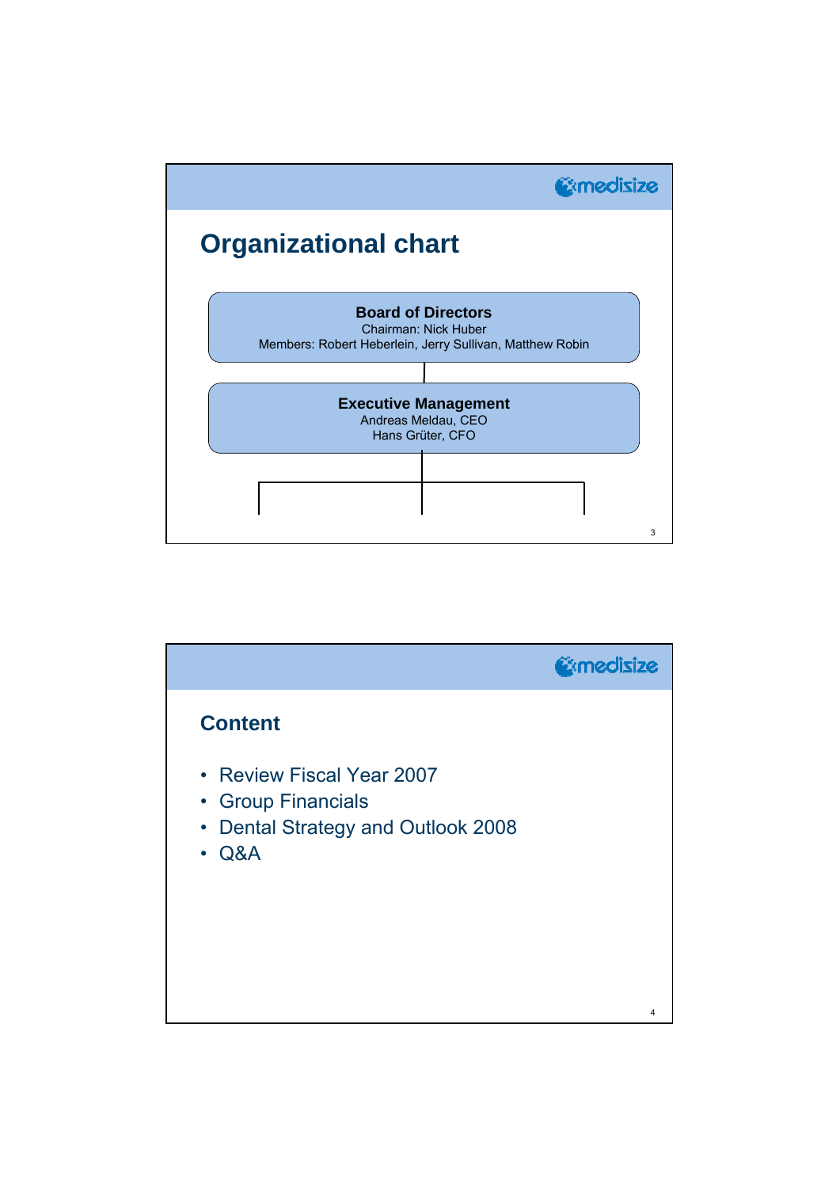## Organizational chart

**Board of Directors**
Chairman: Nick Huber
Members: Robert Heberlein, Jerry Sullivan, Matthew Robin

**Executive Management**
Andreas Meldau, CEO
Hans Grüter, CFO

## Content

- Review Fiscal Year 2007
- Group Financials
- Dental Strategy and Outlook 2008
- Q&A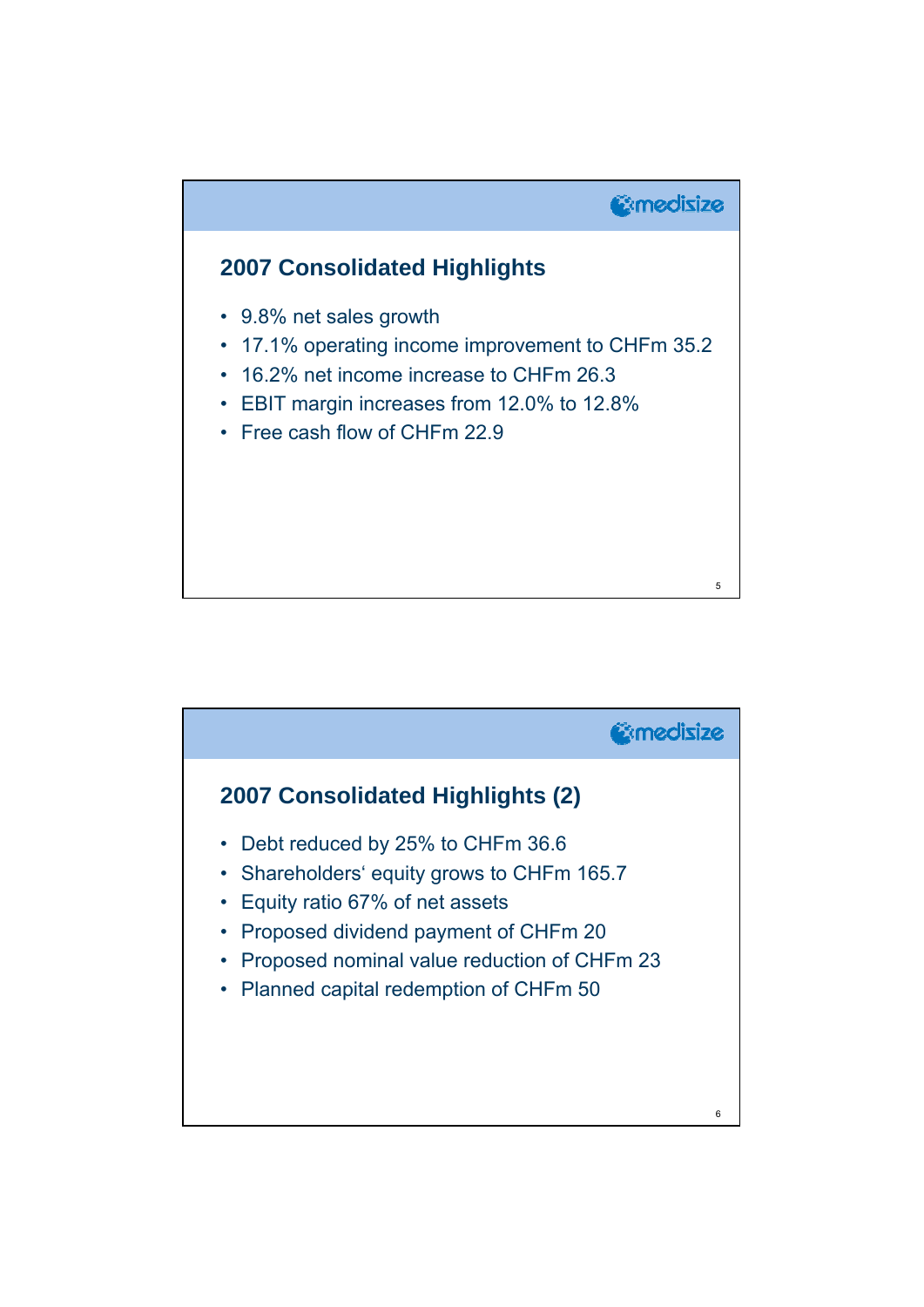## 2007 Consolidated Highlights

- 9.8% net sales growth
- 17.1% operating income improvement to CHFm 35.2
- 16.2% net income increase to CHFm 26.3
- EBIT margin increases from 12.0% to 12.8%
- Free cash flow of CHFm 22.9

## 2007 Consolidated Highlights (2)

- Debt reduced by 25% to CHFm 36.6
- Shareholders' equity grows to CHFm 165.7
- Equity ratio 67% of net assets
- Proposed dividend payment of CHFm 20
- Proposed nominal value reduction of CHFm 23
- Planned capital redemption of CHFm 50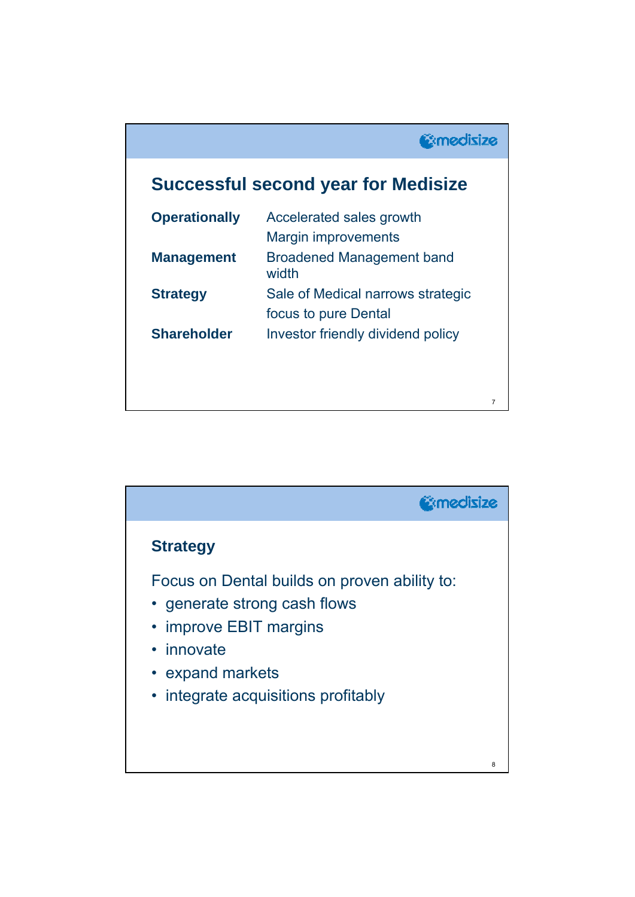## Successful second year for Medisize

| | |
|---|---|
| **Operationally** | Accelerated sales growth<br>Margin improvements |
| **Management** | Broadened Management band width |
| **Strategy** | Sale of Medical narrows strategic focus to pure Dental |
| **Shareholder** | Investor friendly dividend policy |

## Strategy

Focus on Dental builds on proven ability to:

- generate strong cash flows
- improve EBIT margins
- innovate
- expand markets
- integrate acquisitions profitably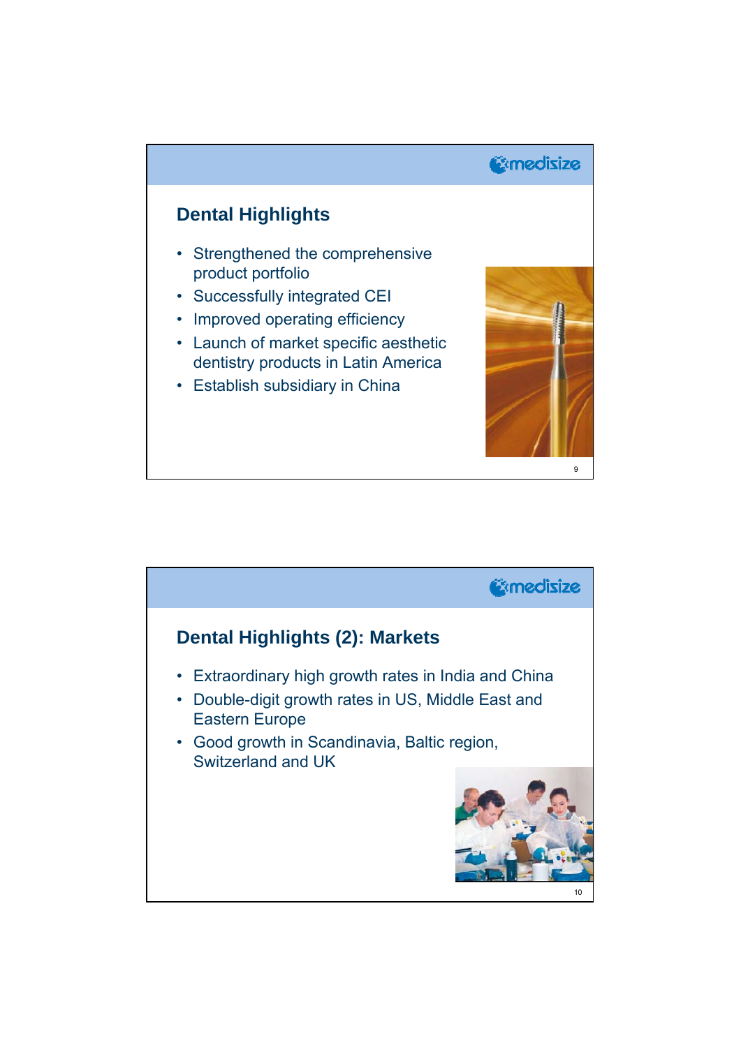## Dental Highlights

- Strengthened the comprehensive product portfolio
- Successfully integrated CEI
- Improved operating efficiency
- Launch of market specific aesthetic dentistry products in Latin America
- Establish subsidiary in China

## Dental Highlights (2): Markets

- Extraordinary high growth rates in India and China
- Double-digit growth rates in US, Middle East and Eastern Europe
- Good growth in Scandinavia, Baltic region, Switzerland and UK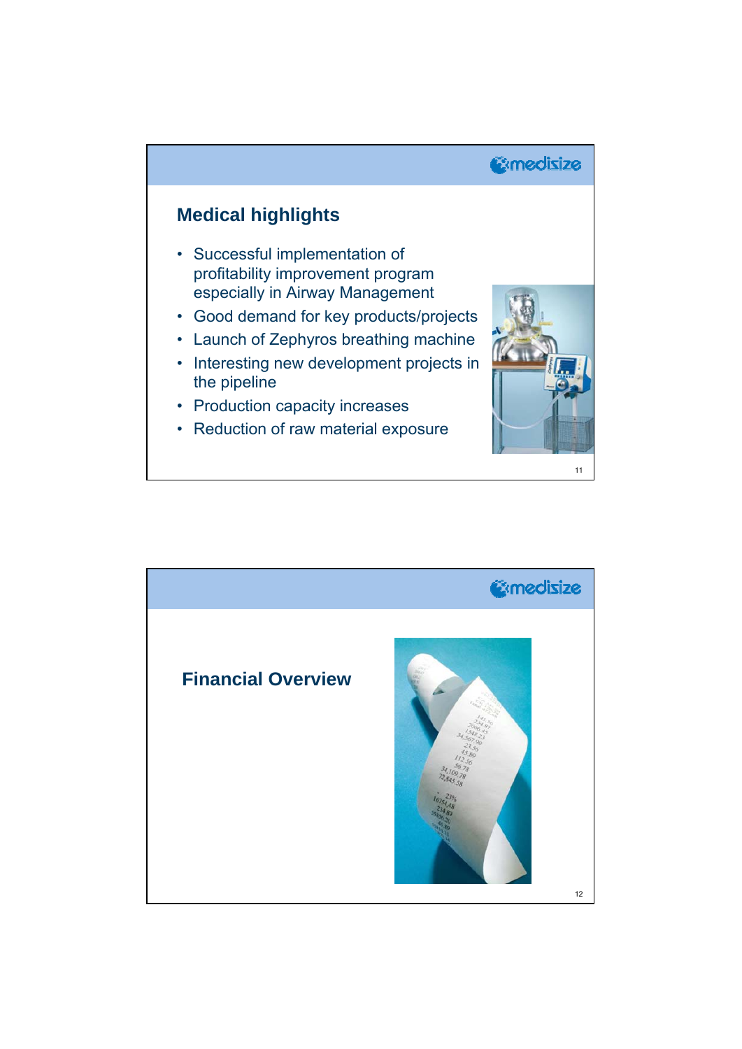## Medical highlights

- Successful implementation of profitability improvement program especially in Airway Management
- Good demand for key products/projects
- Launch of Zephyros breathing machine
- Interesting new development projects in the pipeline
- Production capacity increases
- Reduction of raw material exposure

## Financial Overview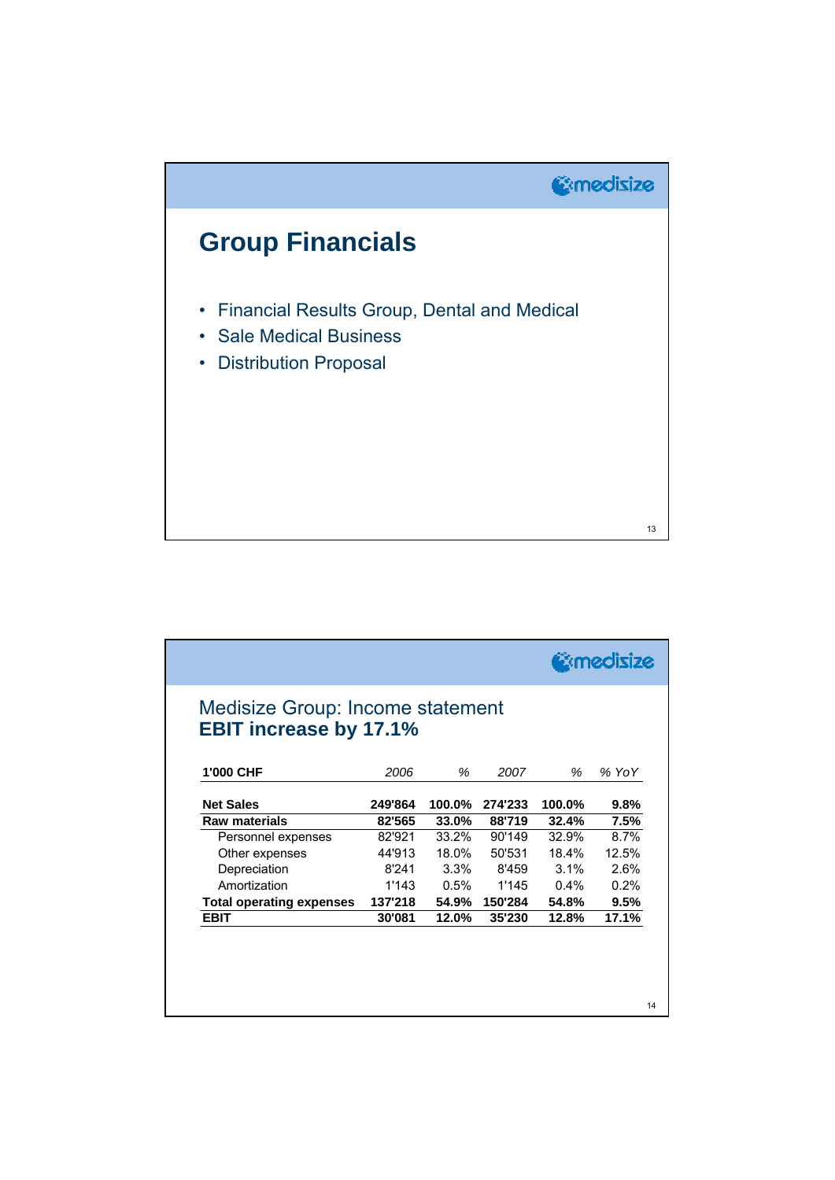# Group Financials

- Financial Results Group, Dental and Medical
- Sale Medical Business
- Distribution Proposal

## Medisize Group: Income statement
**EBIT increase by 17.1%**

| 1'000 CHF | *2006* | *%* | *2007* | *%* | *% YoY* |
|---|---|---|---|---|---|
| **Net Sales** | **249'864** | **100.0%** | **274'233** | **100.0%** | **9.8%** |
| **Raw materials** | **82'565** | **33.0%** | **88'719** | **32.4%** | **7.5%** |
| Personnel expenses | 82'921 | 33.2% | 90'149 | 32.9% | 8.7% |
| Other expenses | 44'913 | 18.0% | 50'531 | 18.4% | 12.5% |
| Depreciation | 8'241 | 3.3% | 8'459 | 3.1% | 2.6% |
| Amortization | 1'143 | 0.5% | 1'145 | 0.4% | 0.2% |
| **Total operating expenses** | **137'218** | **54.9%** | **150'284** | **54.8%** | **9.5%** |
| **EBIT** | **30'081** | **12.0%** | **35'230** | **12.8%** | **17.1%** |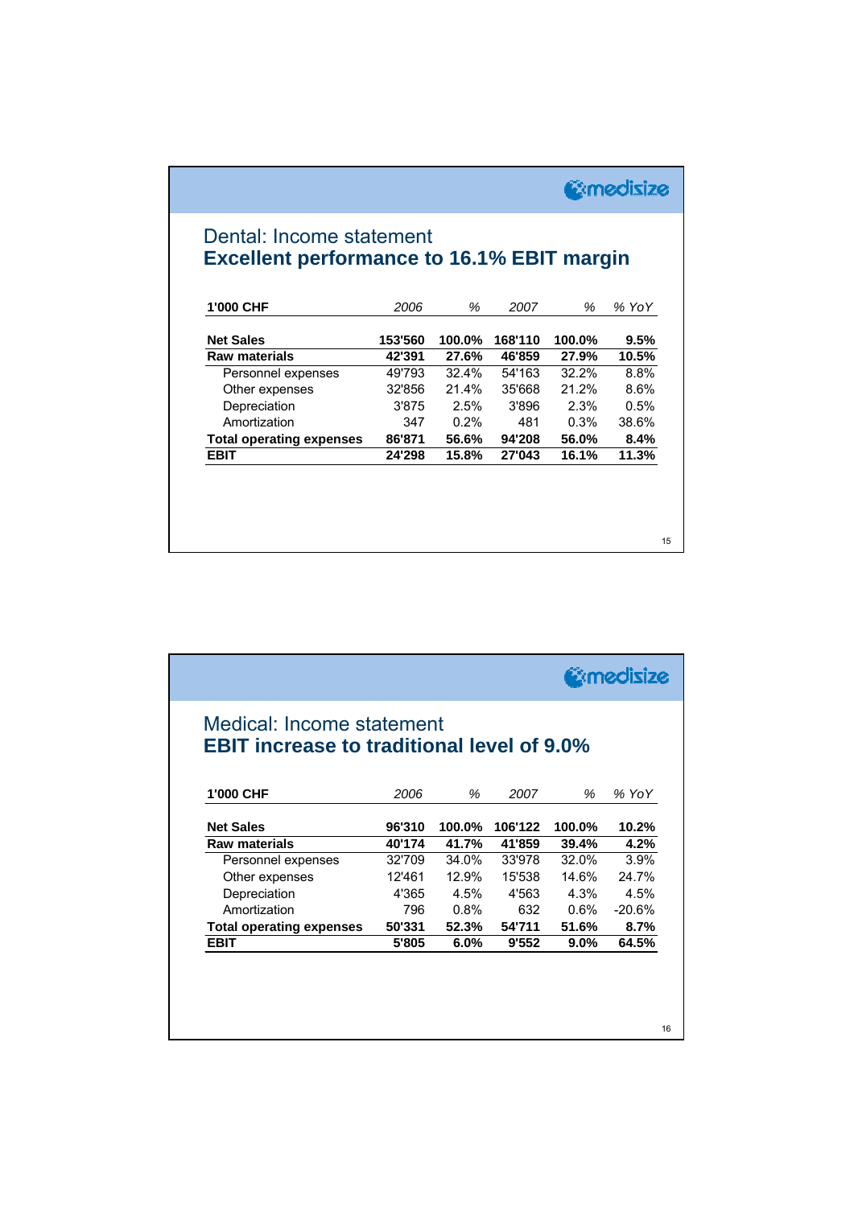## Dental: Income statement

## Excellent performance to 16.1% EBIT margin

| 1'000 CHF | *2006* | *%* | *2007* | *%* | *% YoY* |
|---|---|---|---|---|---|
| **Net Sales** | **153'560** | **100.0%** | **168'110** | **100.0%** | **9.5%** |
| **Raw materials** | **42'391** | **27.6%** | **46'859** | **27.9%** | **10.5%** |
| Personnel expenses | 49'793 | 32.4% | 54'163 | 32.2% | 8.8% |
| Other expenses | 32'856 | 21.4% | 35'668 | 21.2% | 8.6% |
| Depreciation | 3'875 | 2.5% | 3'896 | 2.3% | 0.5% |
| Amortization | 347 | 0.2% | 481 | 0.3% | 38.6% |
| **Total operating expenses** | **86'871** | **56.6%** | **94'208** | **56.0%** | **8.4%** |
| **EBIT** | **24'298** | **15.8%** | **27'043** | **16.1%** | **11.3%** |

## Medical: Income statement

## EBIT increase to traditional level of 9.0%

| 1'000 CHF | *2006* | *%* | *2007* | *%* | *% YoY* |
|---|---|---|---|---|---|
| **Net Sales** | **96'310** | **100.0%** | **106'122** | **100.0%** | **10.2%** |
| **Raw materials** | **40'174** | **41.7%** | **41'859** | **39.4%** | **4.2%** |
| Personnel expenses | 32'709 | 34.0% | 33'978 | 32.0% | 3.9% |
| Other expenses | 12'461 | 12.9% | 15'538 | 14.6% | 24.7% |
| Depreciation | 4'365 | 4.5% | 4'563 | 4.3% | 4.5% |
| Amortization | 796 | 0.8% | 632 | 0.6% | -20.6% |
| **Total operating expenses** | **50'331** | **52.3%** | **54'711** | **51.6%** | **8.7%** |
| **EBIT** | **5'805** | **6.0%** | **9'552** | **9.0%** | **64.5%** |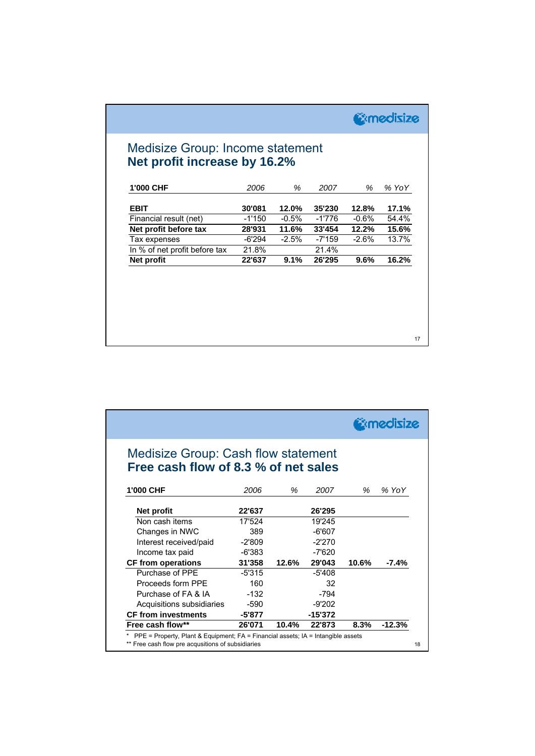## Medisize Group: Income statement
### Net profit increase by 16.2%

| 1'000 CHF | *2006* | *%* | *2007* | *%* | *% YoY* |
|---|---|---|---|---|---|
| **EBIT** | **30'081** | **12.0%** | **35'230** | **12.8%** | **17.1%** |
| Financial result (net) | -1'150 | -0.5% | -1'776 | -0.6% | 54.4% |
| **Net profit before tax** | **28'931** | **11.6%** | **33'454** | **12.2%** | **15.6%** |
| Tax expenses | -6'294 | -2.5% | -7'159 | -2.6% | 13.7% |
| In % of net profit before tax | 21.8% | | 21.4% | | |
| **Net profit** | **22'637** | **9.1%** | **26'295** | **9.6%** | **16.2%** |

## Medisize Group: Cash flow statement
### Free cash flow of 8.3 % of net sales

| 1'000 CHF | *2006* | *%* | *2007* | *%* | *% YoY* |
|---|---|---|---|---|---|
| **Net profit** | **22'637** | | **26'295** | | |
| Non cash items | 17'524 | | 19'245 | | |
| Changes in NWC | 389 | | -6'607 | | |
| Interest received/paid | -2'809 | | -2'270 | | |
| Income tax paid | -6'383 | | -7'620 | | |
| **CF from operations** | **31'358** | **12.6%** | **29'043** | **10.6%** | **-7.4%** |
| Purchase of PPE | -5'315 | | -5'408 | | |
| Proceeds form PPE | 160 | | 32 | | |
| Purchase of FA & IA | -132 | | -794 | | |
| Acquisitions subsidiaries | -590 | | -9'202 | | |
| **CF from investments** | **-5'877** | | **-15'372** | | |
| **Free cash flow**** | **26'071** | **10.4%** | **22'873** | **8.3%** | **-12.3%** |

\* PPE = Property, Plant & Equipment; FA = Financial assets; IA = Intangible assets
** Free cash flow pre acqusitions of subsidiaries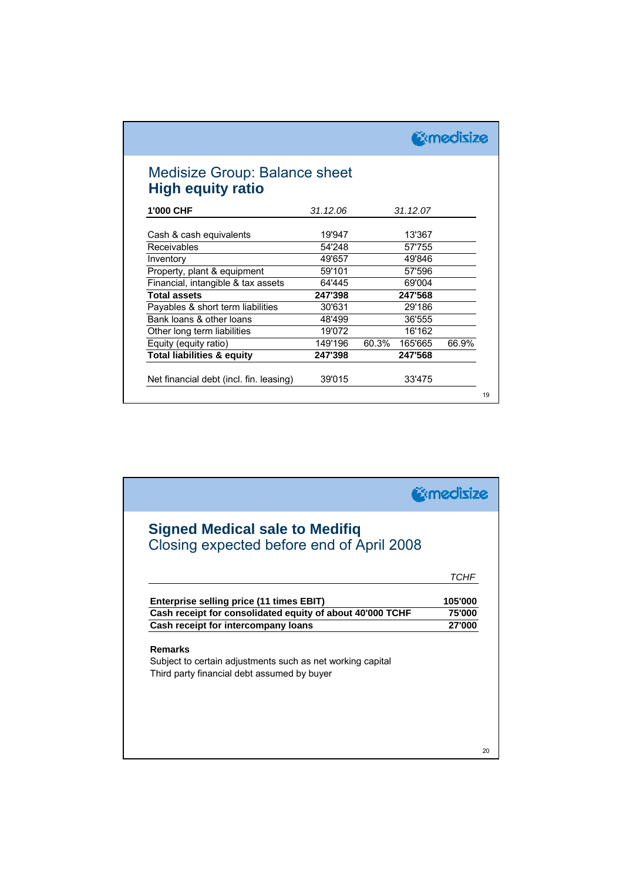## Medisize Group: Balance sheet
## **High equity ratio**

| 1'000 CHF | *31.12.06* | | *31.12.07* | |
|---|---|---|---|---|
| Cash & cash equivalents | 19'947 | | 13'367 | |
| Receivables | 54'248 | | 57'755 | |
| Inventory | 49'657 | | 49'846 | |
| Property, plant & equipment | 59'101 | | 57'596 | |
| Financial, intangible & tax assets | 64'445 | | 69'004 | |
| **Total assets** | **247'398** | | **247'568** | |
| Payables & short term liabilities | 30'631 | | 29'186 | |
| Bank loans & other loans | 48'499 | | 36'555 | |
| Other long term liabilities | 19'072 | | 16'162 | |
| Equity (equity ratio) | 149'196 | 60.3% | 165'665 | 66.9% |
| **Total liabilities & equity** | **247'398** | | **247'568** | |
| | | | | |
| Net financial debt (incl. fin. leasing) | 39'015 | | 33'475 | |

## **Signed Medical sale to Medifiq**
## Closing expected before end of April 2008

| | *TCHF* |
|---|---|
| **Enterprise selling price (11 times EBIT)** | **105'000** |
| **Cash receipt for consolidated equity of about 40'000 TCHF** | **75'000** |
| **Cash receipt for intercompany loans** | **27'000** |

**Remarks**

Subject to certain adjustments such as net working capital

Third party financial debt assumed by buyer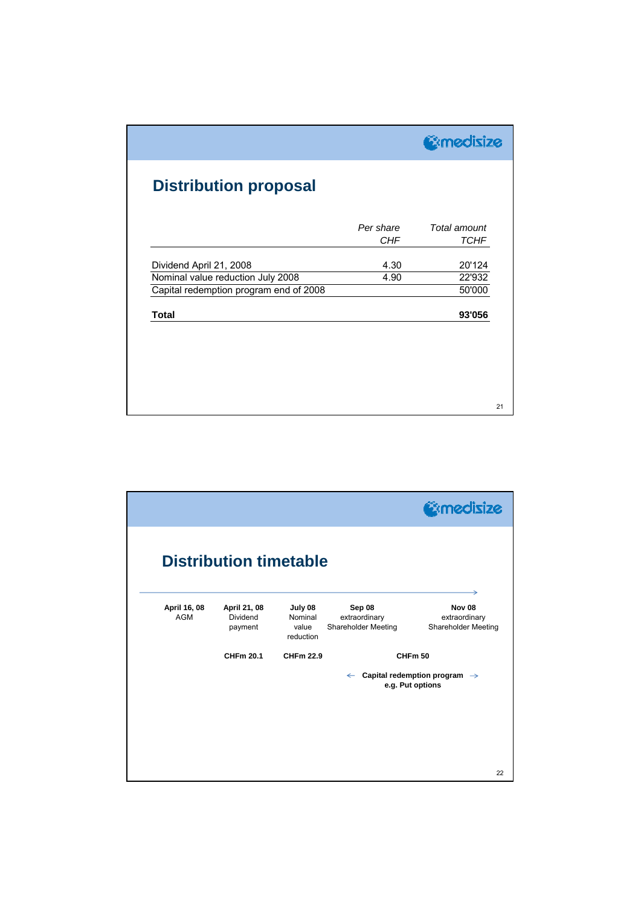## Distribution proposal

| | *Per share CHF* | *Total amount TCHF* |
|---|---|---|
| Dividend April 21, 2008 | 4.30 | 20'124 |
| Nominal value reduction July 2008 | 4.90 | 22'932 |
| Capital redemption program end of 2008 | | 50'000 |
| **Total** | | **93'056** |

## Distribution timetable

| **April 16, 08** AGM | **April 21, 08** Dividend payment | **July 08** Nominal value reduction | **Sep 08** extraordinary Shareholder Meeting | **Nov 08** extraordinary Shareholder Meeting |
|---|---|---|---|---|
| | **CHFm 20.1** | **CHFm 22.9** | **CHFm 50** | |

← **Capital redemption program** →
**e.g. Put options**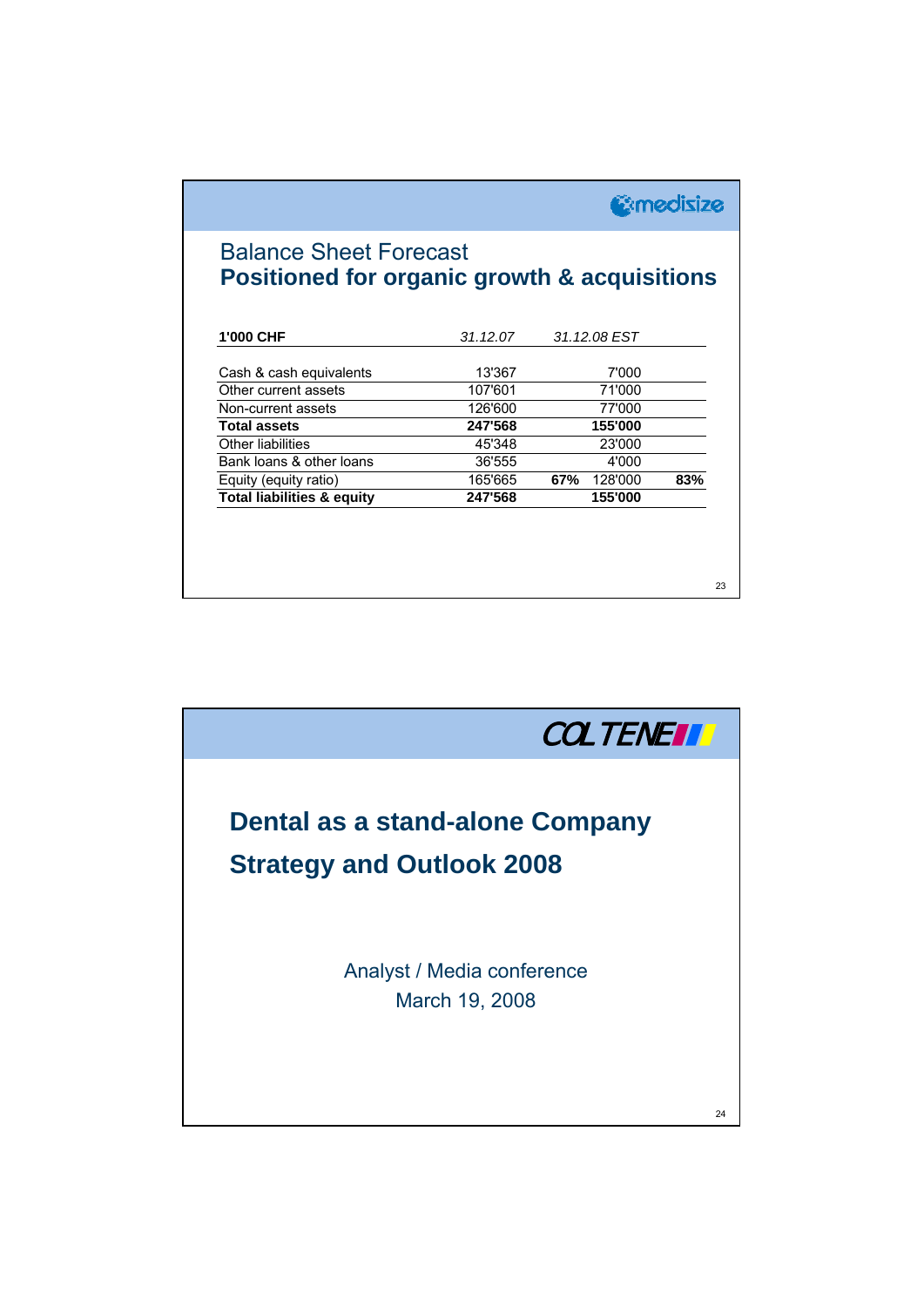## Balance Sheet Forecast
## **Positioned for organic growth & acquisitions**

| 1'000 CHF | *31.12.07* | | *31.12.08 EST* | |
|---|---|---|---|---|
| Cash & cash equivalents | 13'367 | | 7'000 | |
| Other current assets | 107'601 | | 71'000 | |
| Non-current assets | 126'600 | | 77'000 | |
| **Total assets** | **247'568** | | **155'000** | |
| Other liabilities | 45'348 | | 23'000 | |
| Bank loans & other loans | 36'555 | | 4'000 | |
| Equity (equity ratio) | 165'665 | **67%** | 128'000 | **83%** |
| **Total liabilities & equity** | **247'568** | | **155'000** | |

---

# **Dental as a stand-alone Company**
# **Strategy and Outlook 2008**

Analyst / Media conference
March 19, 2008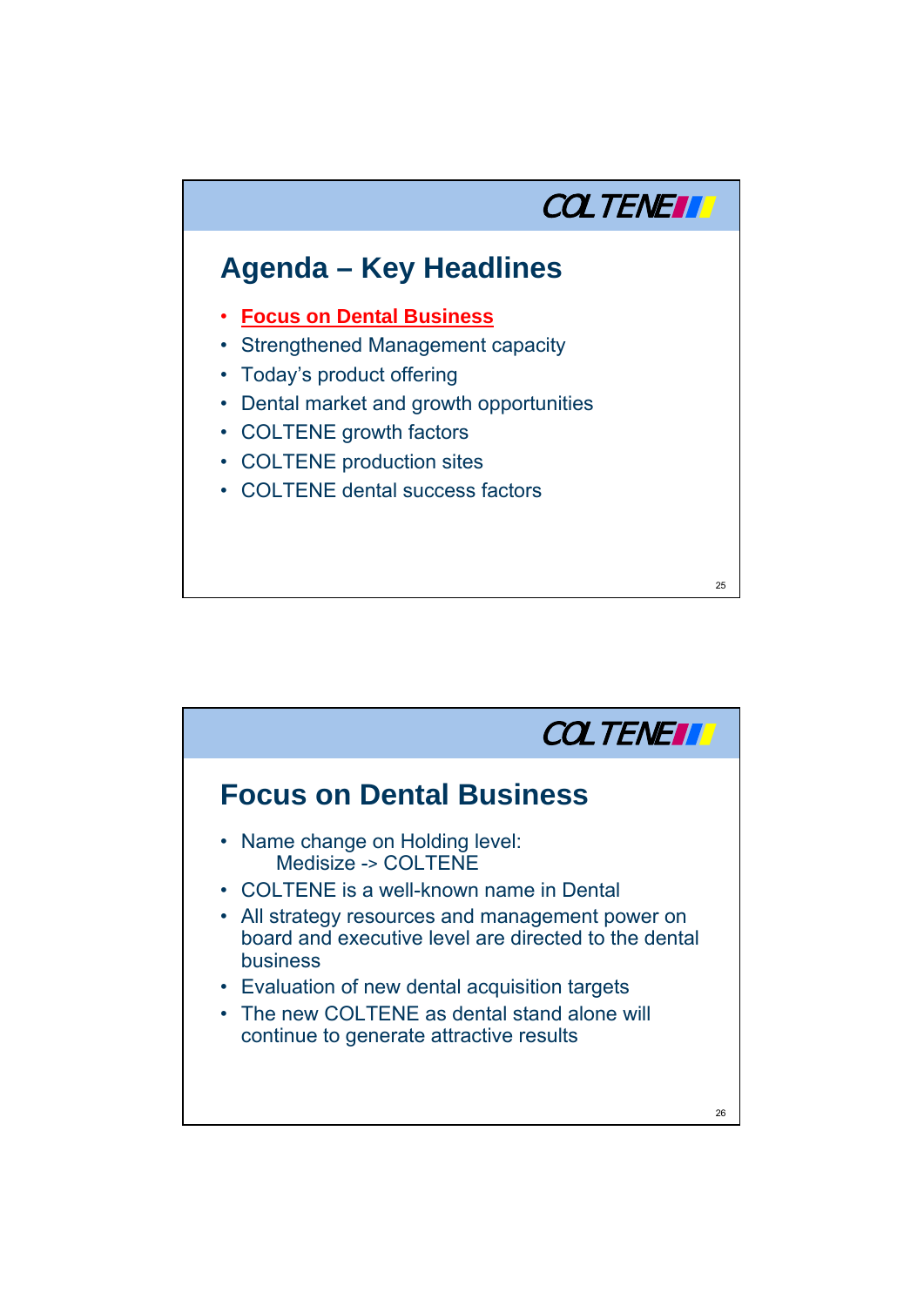## Agenda – Key Headlines

- **Focus on Dental Business**
- Strengthened Management capacity
- Today's product offering
- Dental market and growth opportunities
- COLTENE growth factors
- COLTENE production sites
- COLTENE dental success factors

## Focus on Dental Business

- Name change on Holding level:
  Medisize -> COLTENE
- COLTENE is a well-known name in Dental
- All strategy resources and management power on board and executive level are directed to the dental business
- Evaluation of new dental acquisition targets
- The new COLTENE as dental stand alone will continue to generate attractive results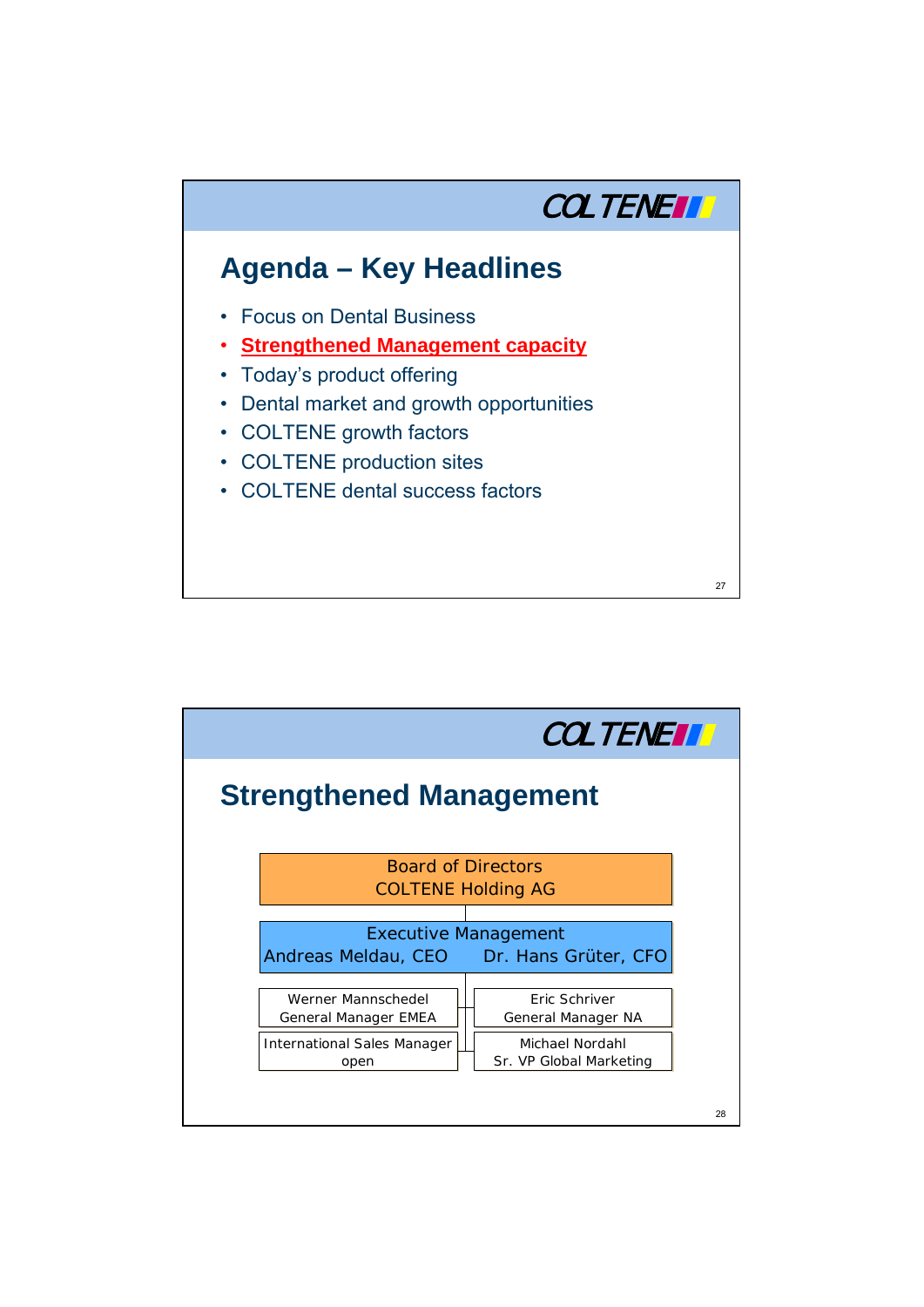## Agenda – Key Headlines

- Focus on Dental Business
- **Strengthened Management capacity**
- Today's product offering
- Dental market and growth opportunities
- COLTENE growth factors
- COLTENE production sites
- COLTENE dental success factors

## Strengthened Management

Board of Directors
COLTENE Holding AG

Executive Management
Andreas Meldau, CEO — Dr. Hans Grüter, CFO

| | |
|---|---|
| Werner Mannschedel<br>General Manager EMEA | Eric Schriver<br>General Manager NA |
| International Sales Manager<br>open | Michael Nordahl<br>Sr. VP Global Marketing |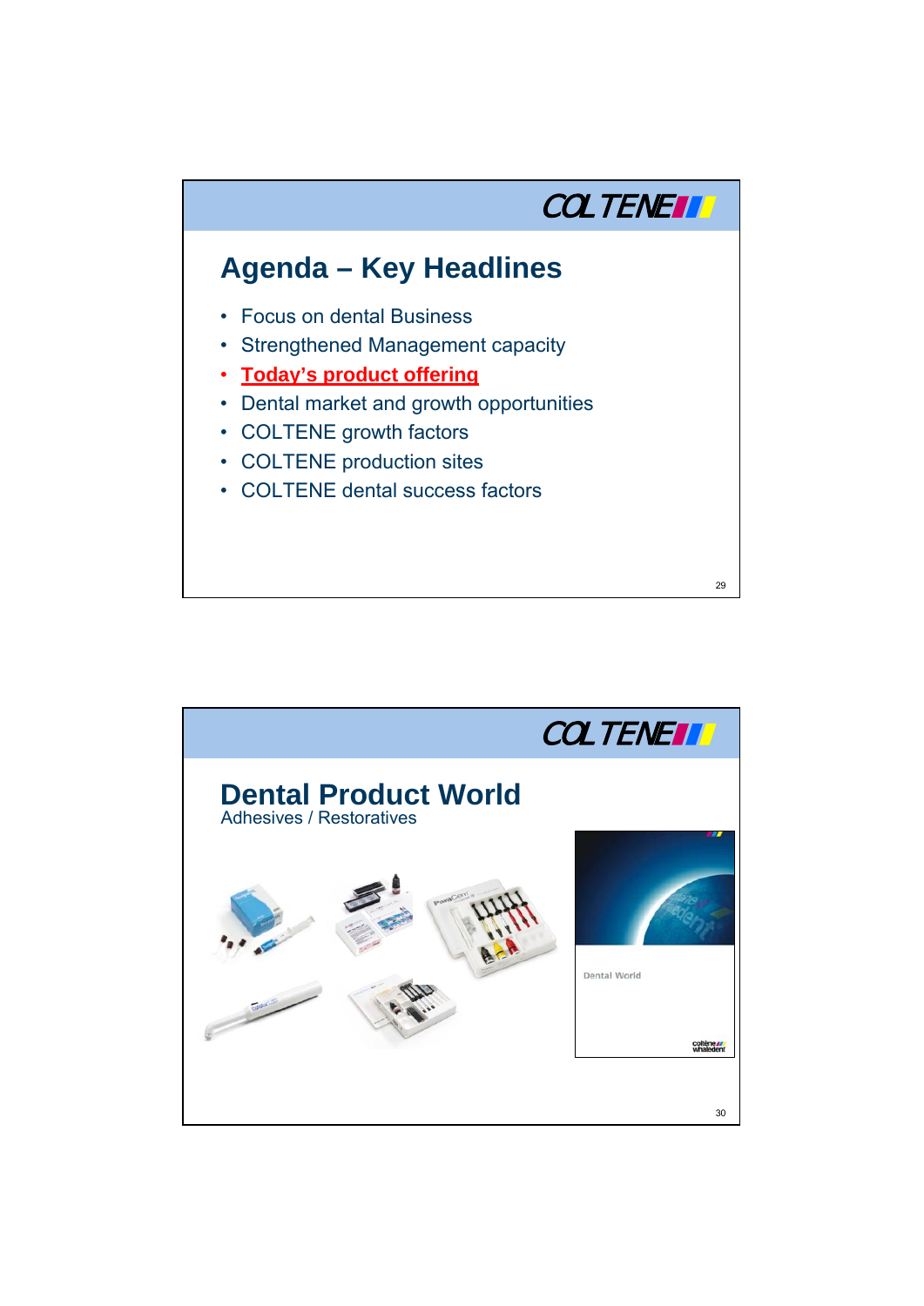## Agenda – Key Headlines

- Focus on dental Business
- Strengthened Management capacity
- **Today's product offering**
- Dental market and growth opportunities
- COLTENE growth factors
- COLTENE production sites
- COLTENE dental success factors

## Dental Product World

Adhesives / Restoratives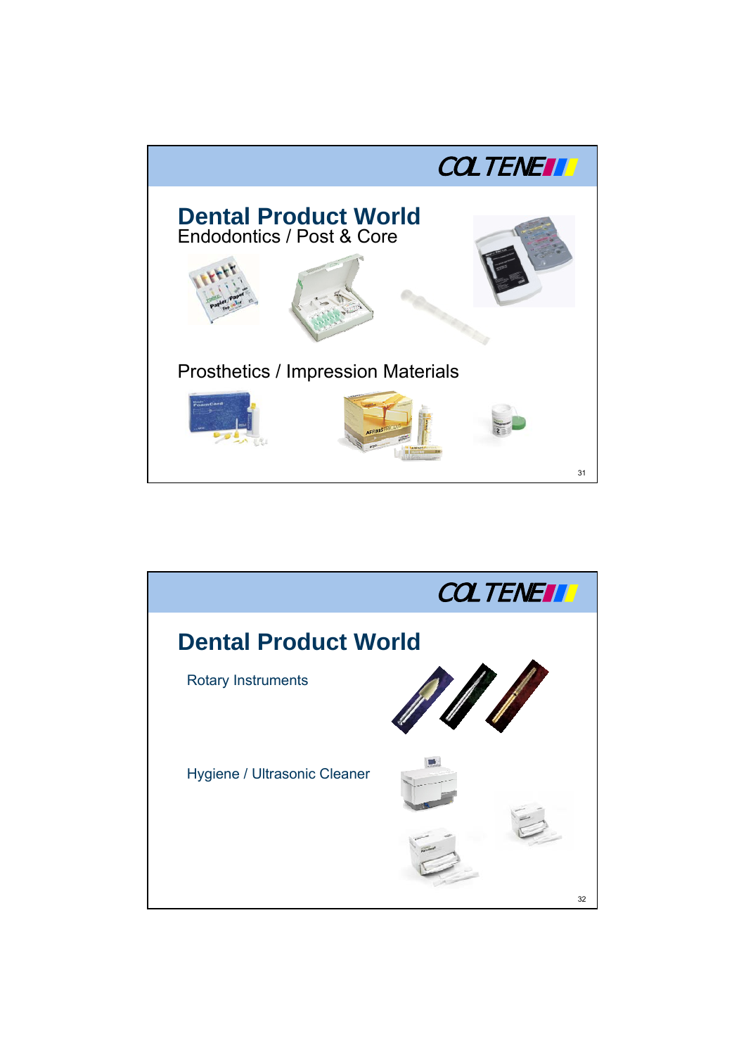COLTENE

# Dental Product World

Endodontics / Post & Core

Prosthetics / Impression Materials

COLTENE

# Dental Product World

Rotary Instruments

Hygiene / Ultrasonic Cleaner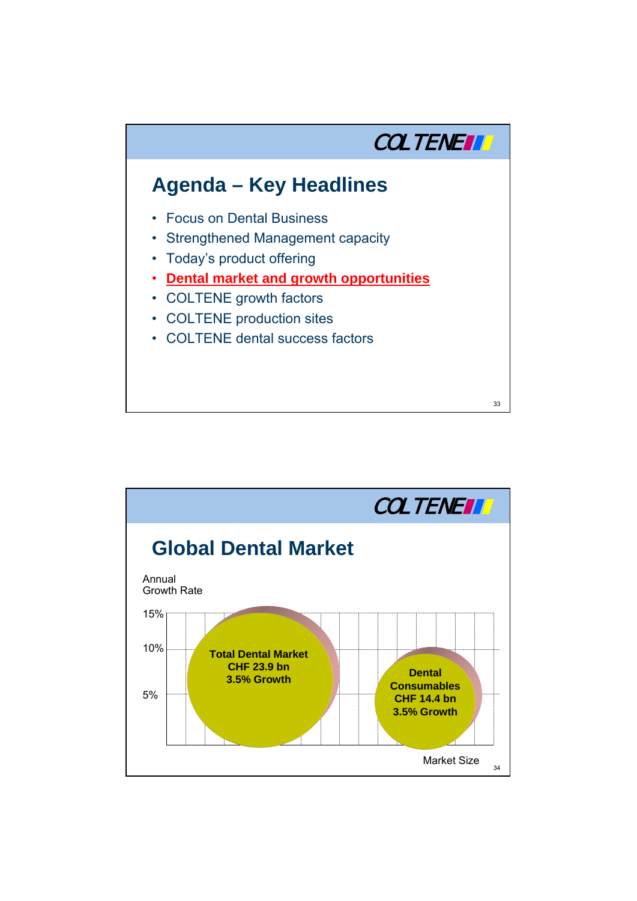# Agenda – Key Headlines

- Focus on Dental Business
- Strengthened Management capacity
- Today's product offering
- **Dental market and growth opportunities**
- COLTENE growth factors
- COLTENE production sites
- COLTENE dental success factors

# Global Dental Market

Annual Growth Rate

15%

10%

5%

**Total Dental Market**
**CHF 23.9 bn**
**3.5% Growth**

**Dental Consumables**
**CHF 14.4 bn**
**3.5% Growth**

Market Size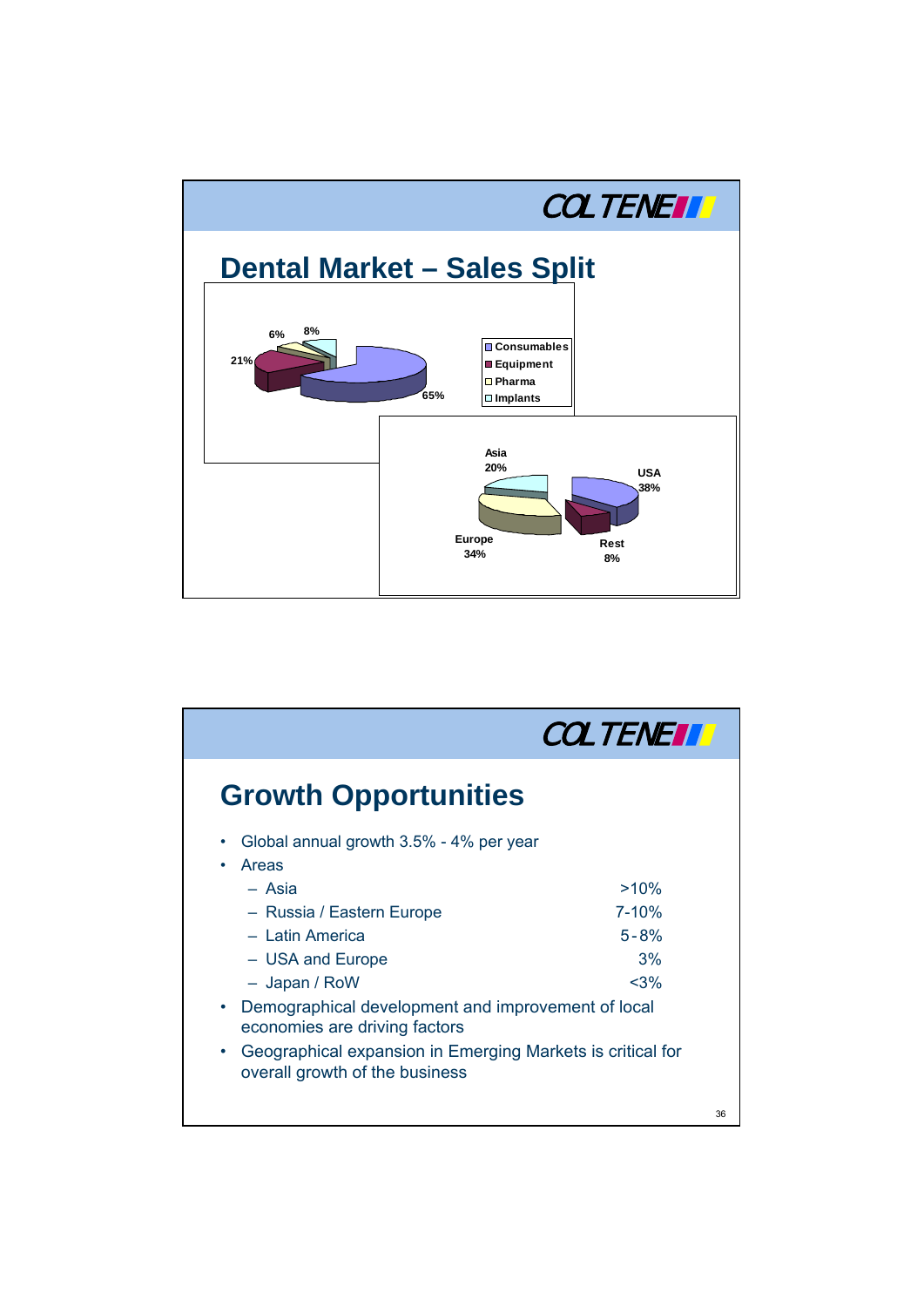## Dental Market – Sales Split

| Product | Share |
| --- | --- |
| Consumables | 65% |
| Equipment | 21% |
| Pharma | 6% |
| Implants | 8% |

| Region | Share |
| --- | --- |
| USA | 38% |
| Europe | 34% |
| Asia | 20% |
| Rest | 8% |

## Growth Opportunities

- Global annual growth 3.5% - 4% per year
- Areas
  - Asia >10%
  - Russia / Eastern Europe 7-10%
  - Latin America 5-8%
  - USA and Europe 3%
  - Japan / RoW <3%
- Demographical development and improvement of local economies are driving factors
- Geographical expansion in Emerging Markets is critical for overall growth of the business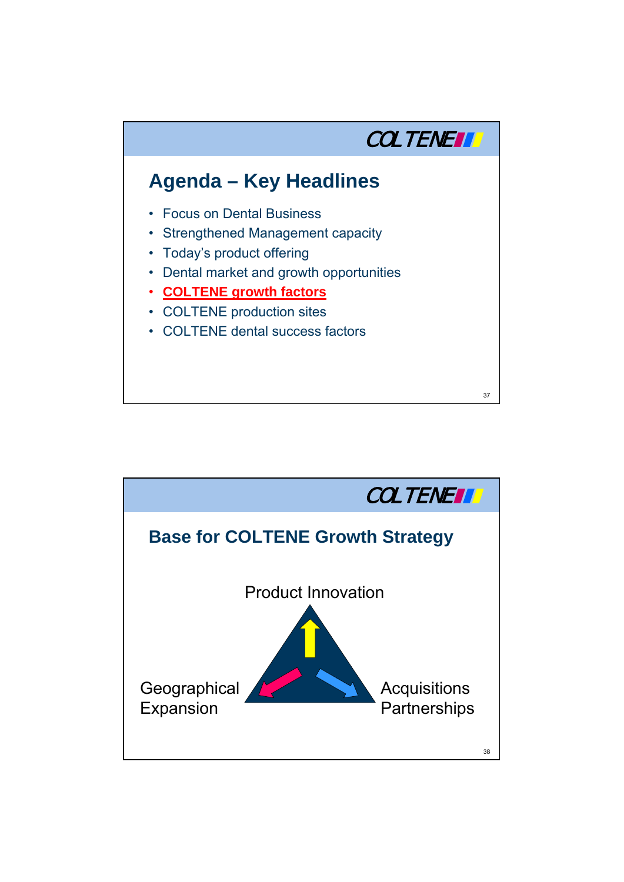## Agenda – Key Headlines

- Focus on Dental Business
- Strengthened Management capacity
- Today's product offering
- Dental market and growth opportunities
- **COLTENE growth factors**
- COLTENE production sites
- COLTENE dental success factors

## Base for COLTENE Growth Strategy

Product Innovation

Geographical Expansion

Acquisitions Partnerships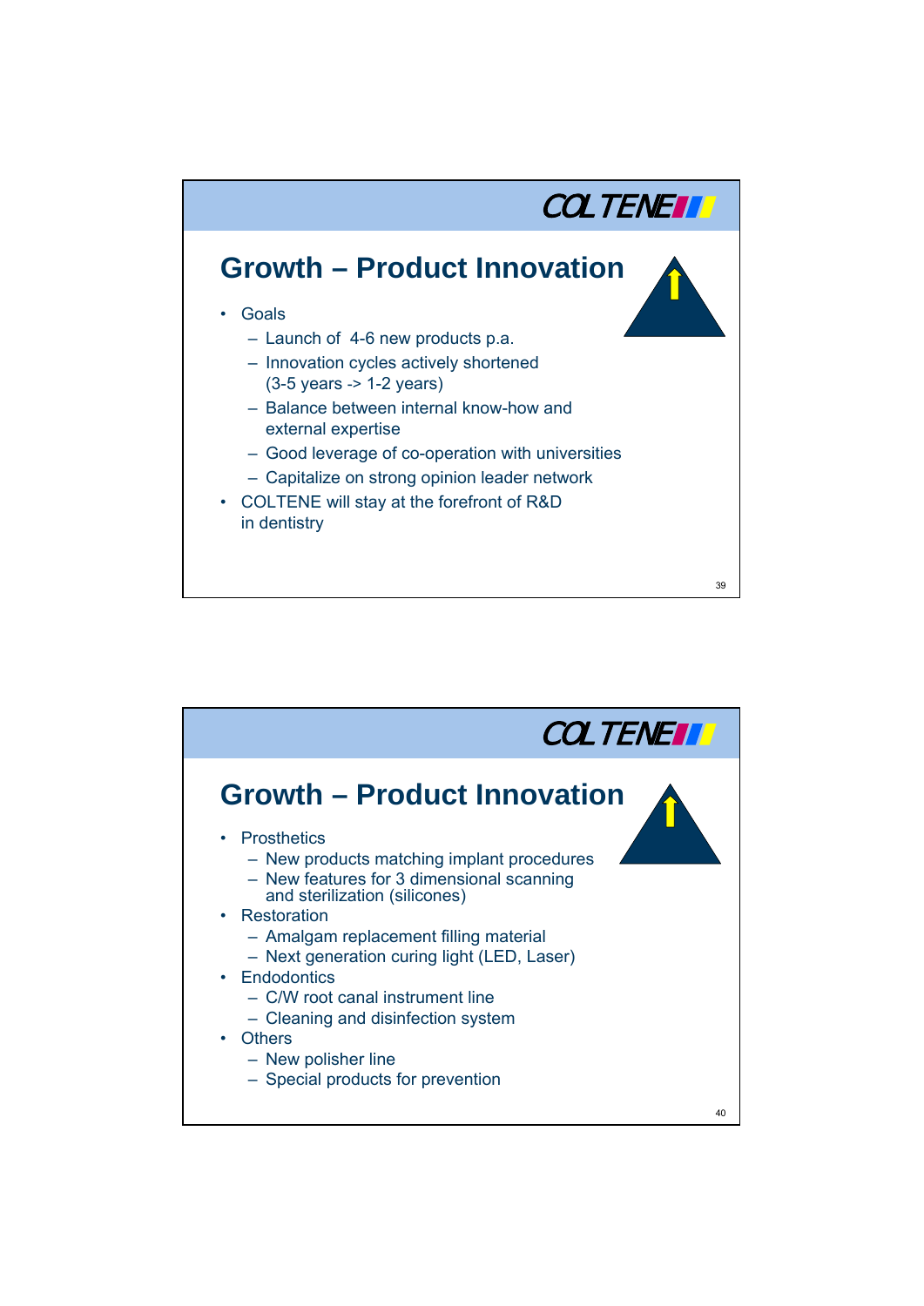## Growth – Product Innovation

- Goals
  - Launch of 4-6 new products p.a.
  - Innovation cycles actively shortened (3-5 years -> 1-2 years)
  - Balance between internal know-how and external expertise
  - Good leverage of co-operation with universities
  - Capitalize on strong opinion leader network
- COLTENE will stay at the forefront of R&D in dentistry

## Growth – Product Innovation

- Prosthetics
  - New products matching implant procedures
  - New features for 3 dimensional scanning and sterilization (silicones)
- Restoration
  - Amalgam replacement filling material
  - Next generation curing light (LED, Laser)
- Endodontics
  - C/W root canal instrument line
  - Cleaning and disinfection system
- Others
  - New polisher line
  - Special products for prevention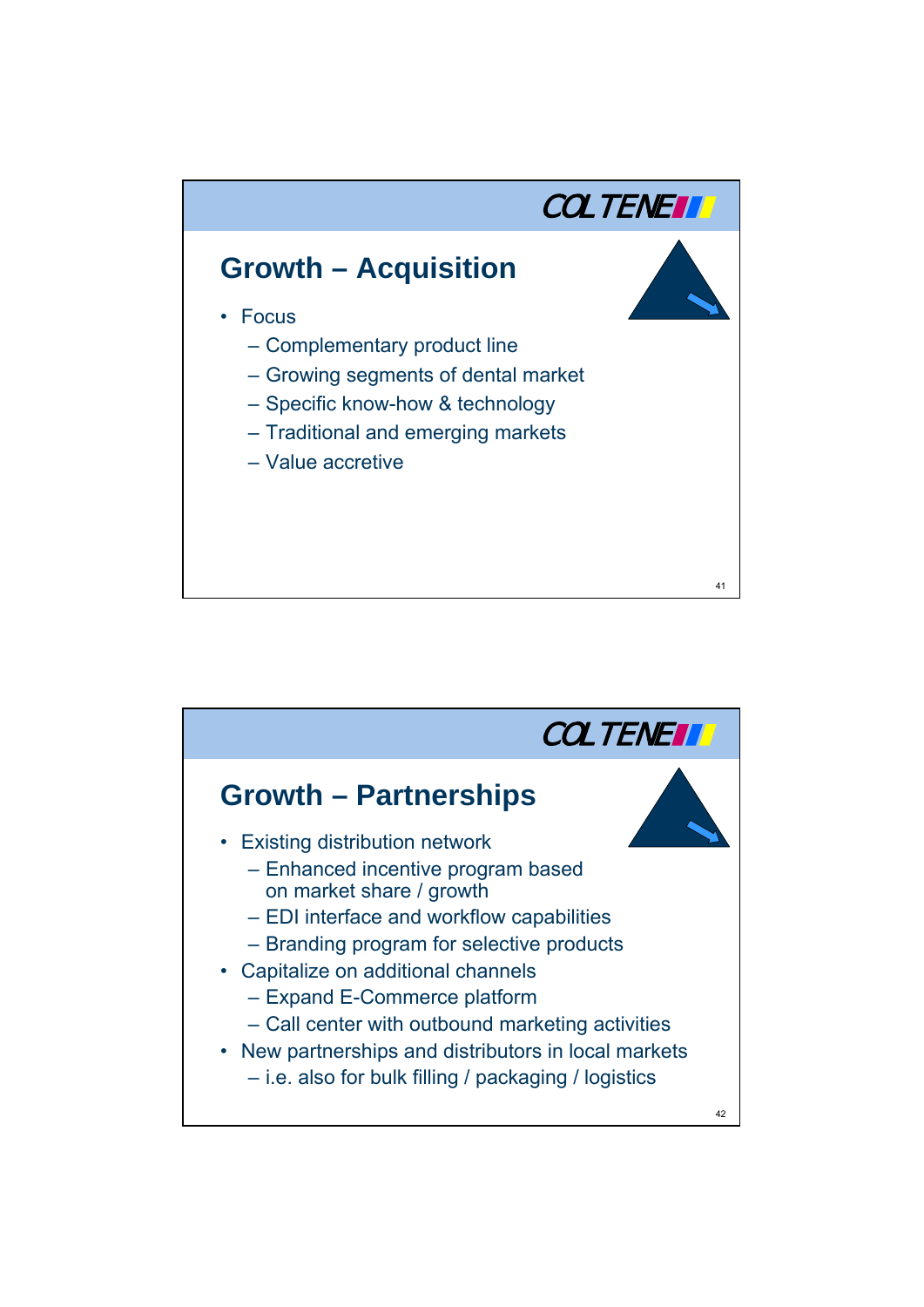## Growth – Acquisition

- Focus
  - Complementary product line
  - Growing segments of dental market
  - Specific know-how & technology
  - Traditional and emerging markets
  - Value accretive

## Growth – Partnerships

- Existing distribution network
  - Enhanced incentive program based on market share / growth
  - EDI interface and workflow capabilities
  - Branding program for selective products
- Capitalize on additional channels
  - Expand E-Commerce platform
  - Call center with outbound marketing activities
- New partnerships and distributors in local markets
  - i.e. also for bulk filling / packaging / logistics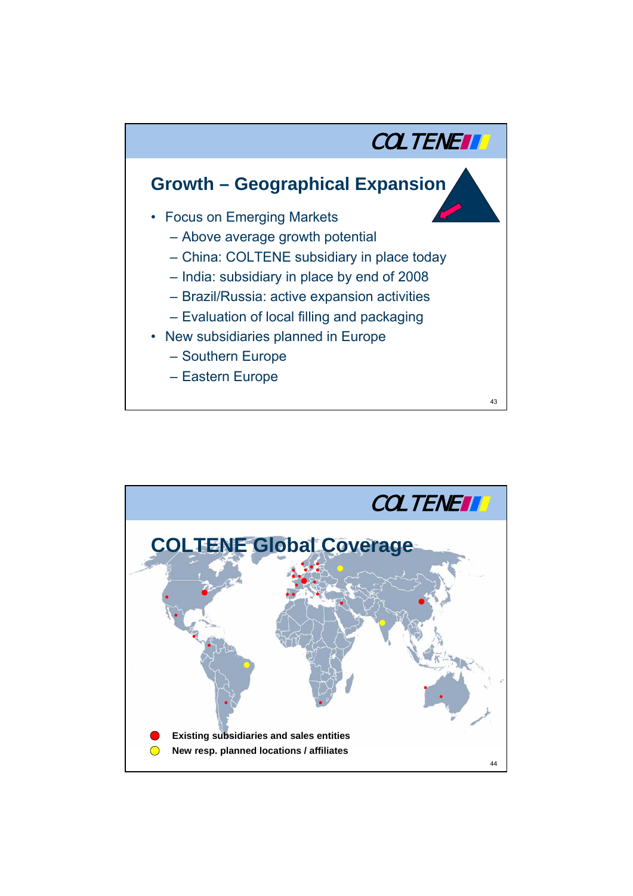## Growth – Geographical Expansion

- Focus on Emerging Markets
  - Above average growth potential
  - China: COLTENE subsidiary in place today
  - India: subsidiary in place by end of 2008
  - Brazil/Russia: active expansion activities
  - Evaluation of local filling and packaging
- New subsidiaries planned in Europe
  - Southern Europe
  - Eastern Europe

## COLTENE Global Coverage

- Existing subsidiaries and sales entities
- New resp. planned locations / affiliates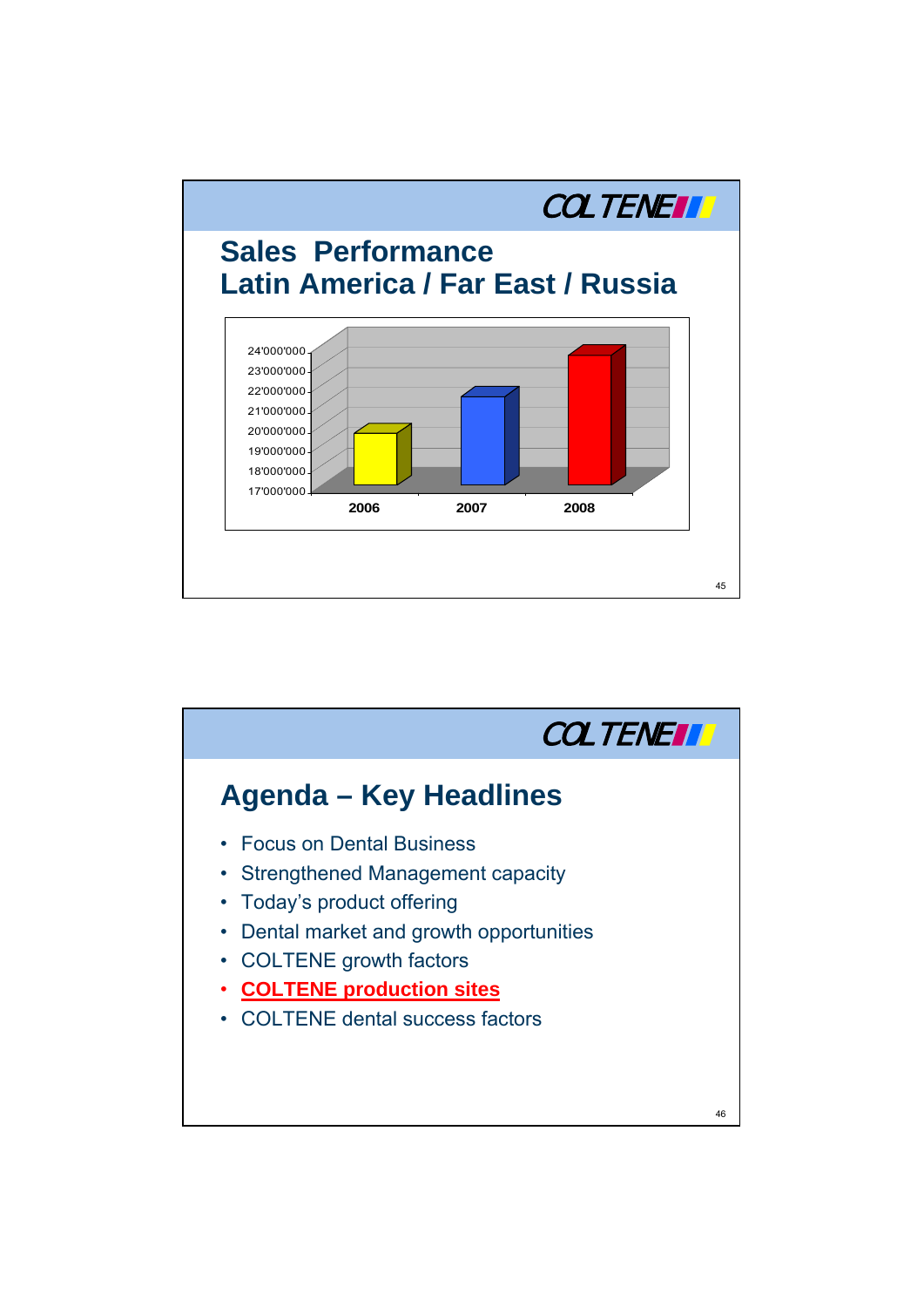COLTENE

## Sales Performance
## Latin America / Far East / Russia

| Year | Sales |
|---|---|
| 2006 | ~19'900'000 |
| 2007 | ~21'900'000 |
| 2008 | ~23'900'000 |

COLTENE

## Agenda – Key Headlines

- Focus on Dental Business
- Strengthened Management capacity
- Today's product offering
- Dental market and growth opportunities
- COLTENE growth factors
- **COLTENE production sites**
- COLTENE dental success factors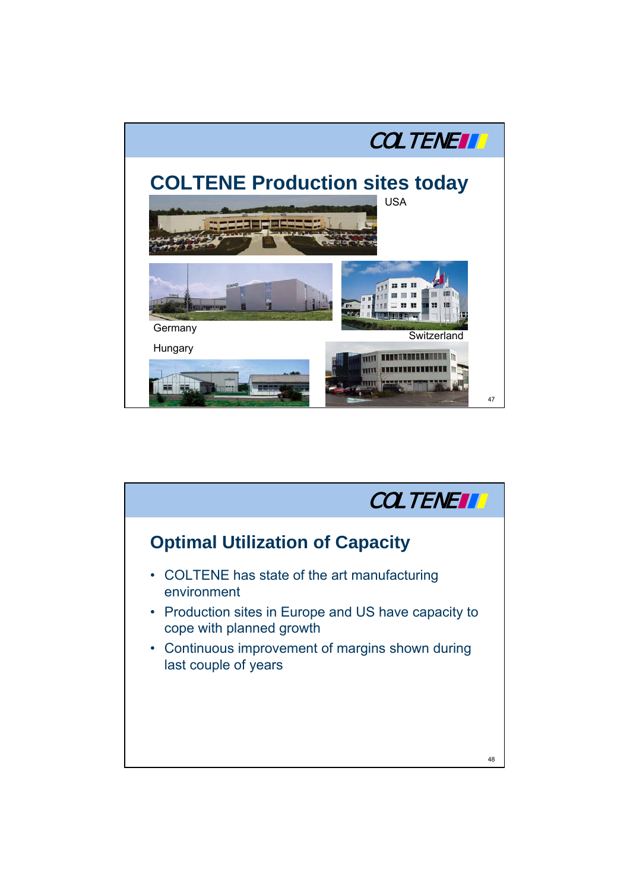## COLTENE Production sites today

USA

Germany

Switzerland

Hungary

## Optimal Utilization of Capacity

- COLTENE has state of the art manufacturing environment
- Production sites in Europe and US have capacity to cope with planned growth
- Continuous improvement of margins shown during last couple of years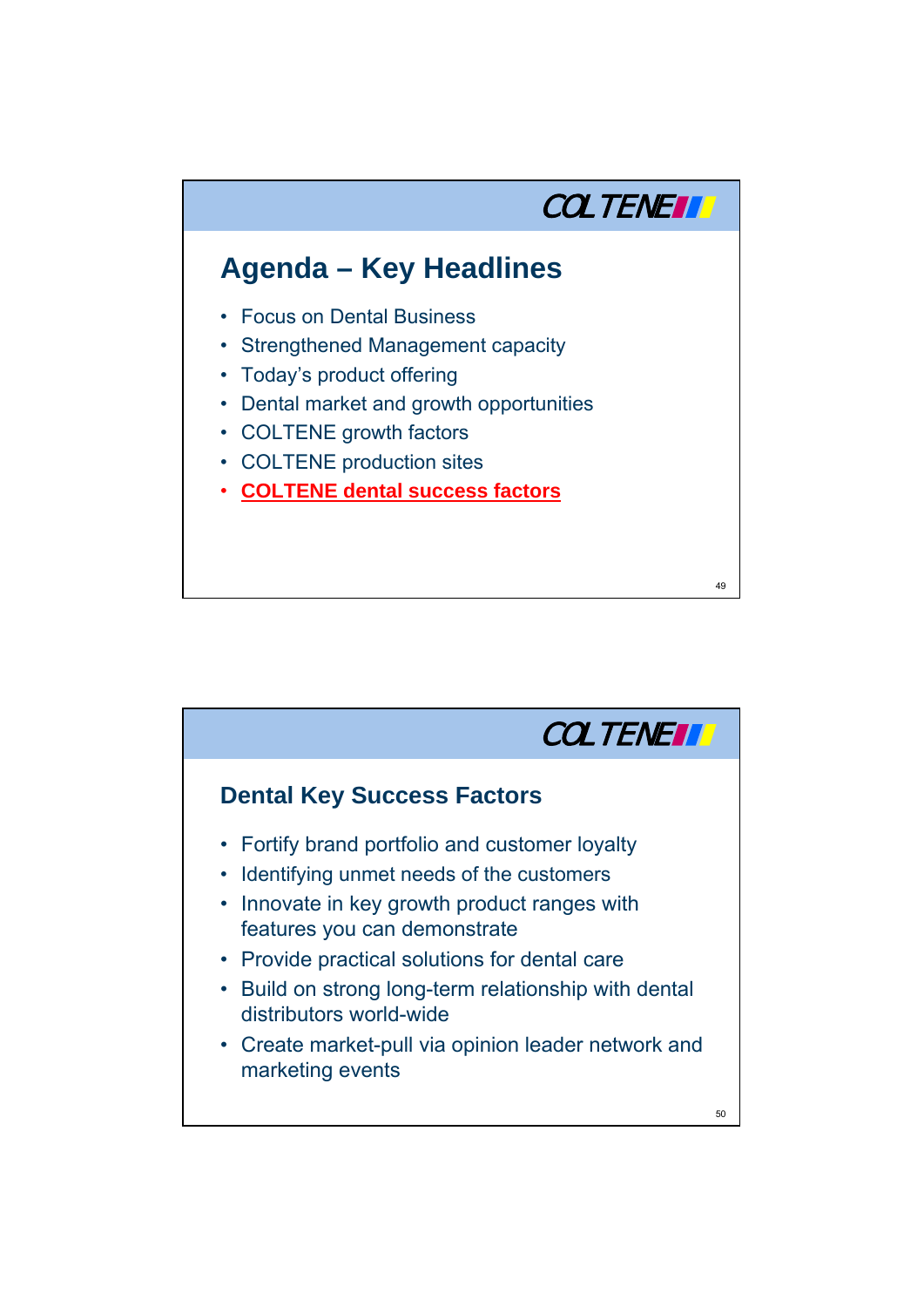## Agenda – Key Headlines

- Focus on Dental Business
- Strengthened Management capacity
- Today's product offering
- Dental market and growth opportunities
- COLTENE growth factors
- COLTENE production sites
- **COLTENE dental success factors**

### Dental Key Success Factors

- Fortify brand portfolio and customer loyalty
- Identifying unmet needs of the customers
- Innovate in key growth product ranges with features you can demonstrate
- Provide practical solutions for dental care
- Build on strong long-term relationship with dental distributors world-wide
- Create market-pull via opinion leader network and marketing events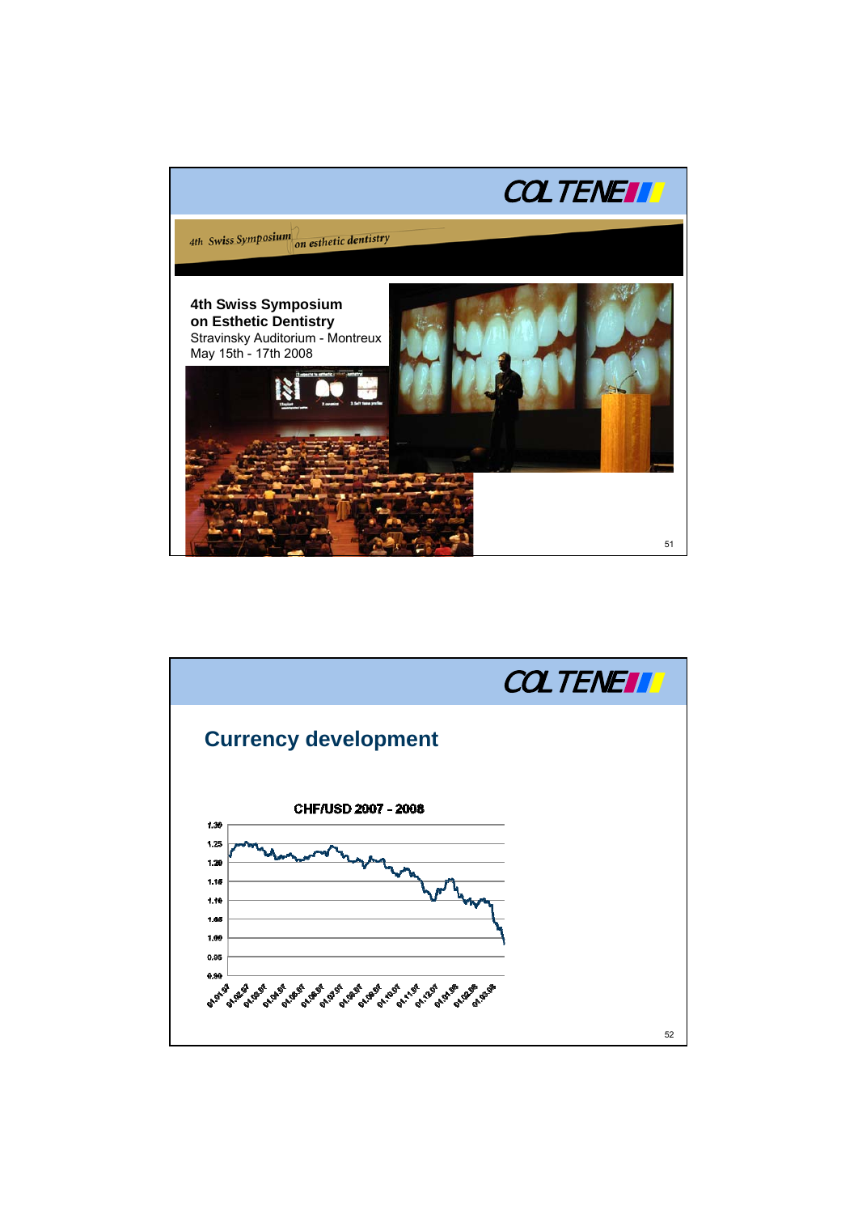4th Swiss Symposium on esthetic dentistry

**4th Swiss Symposium on Esthetic Dentistry**
Stravinsky Auditorium - Montreux
May 15th - 17th 2008

## Currency development

CHF/USD 2007 - 2008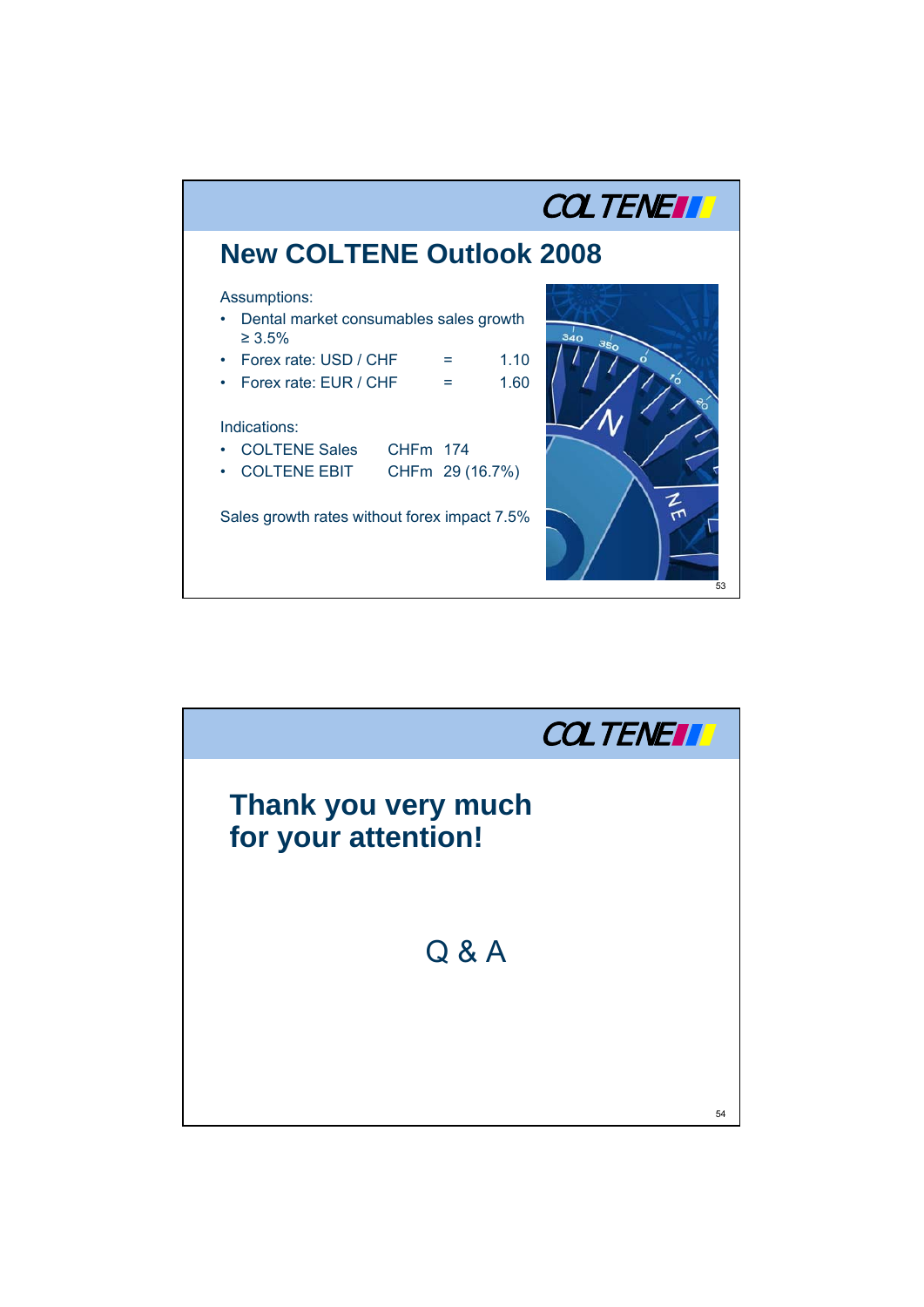COLTENE

# New COLTENE Outlook 2008

Assumptions:

- Dental market consumables sales growth ≥ 3.5%
- Forex rate: USD / CHF = 1.10
- Forex rate: EUR / CHF = 1.60

Indications:

- COLTENE Sales CHFm 174
- COLTENE EBIT CHFm 29 (16.7%)

Sales growth rates without forex impact 7.5%

COLTENE

# Thank you very much for your attention!

Q & A